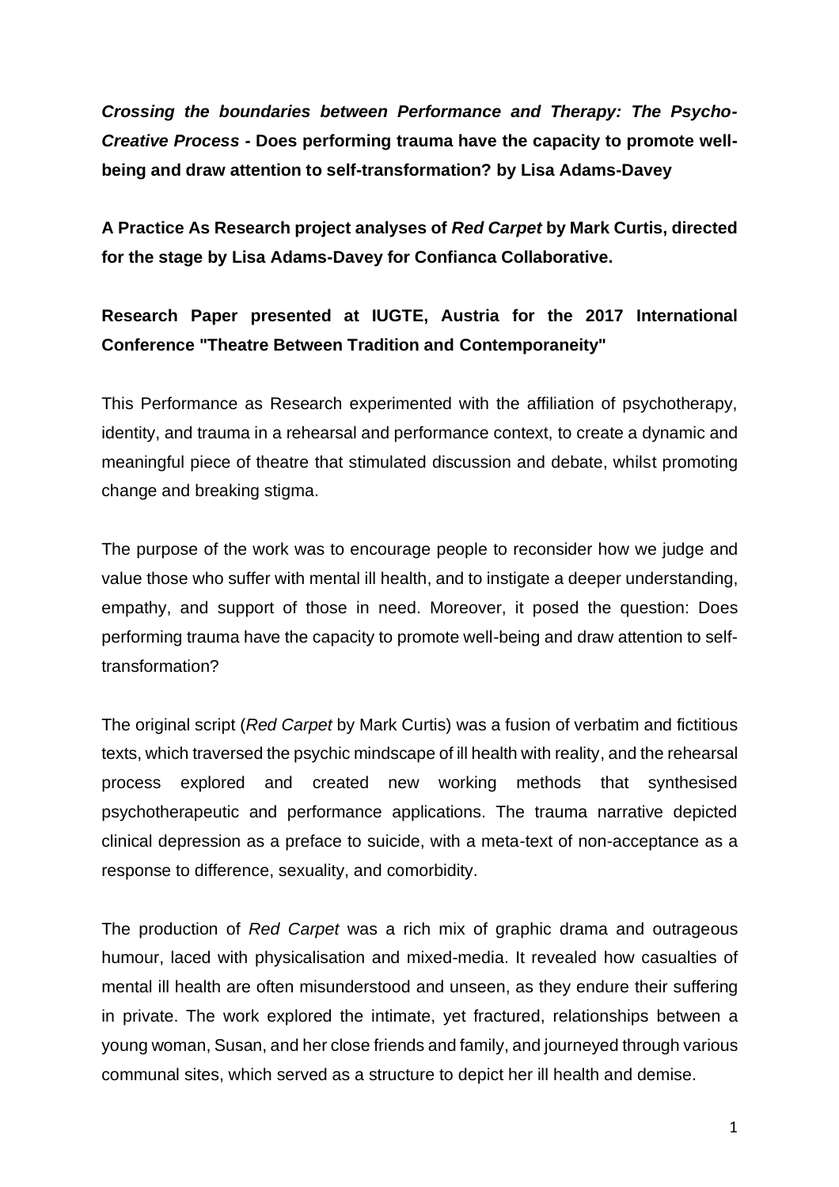***Crossing the boundaries between Performance and Therapy: The Psycho-Creative Process* - Does performing trauma have the capacity to promote well-being and draw attention to self-transformation? by Lisa Adams-Davey**

**A Practice As Research project analyses of *Red Carpet* by Mark Curtis, directed for the stage by Lisa Adams-Davey for Confianca Collaborative.**

**Research Paper presented at IUGTE, Austria for the 2017 International Conference "Theatre Between Tradition and Contemporaneity"**

This Performance as Research experimented with the affiliation of psychotherapy, identity, and trauma in a rehearsal and performance context, to create a dynamic and meaningful piece of theatre that stimulated discussion and debate, whilst promoting change and breaking stigma.

The purpose of the work was to encourage people to reconsider how we judge and value those who suffer with mental ill health, and to instigate a deeper understanding, empathy, and support of those in need. Moreover, it posed the question: Does performing trauma have the capacity to promote well-being and draw attention to self-transformation?

The original script (*Red Carpet* by Mark Curtis) was a fusion of verbatim and fictitious texts, which traversed the psychic mindscape of ill health with reality, and the rehearsal process explored and created new working methods that synthesised psychotherapeutic and performance applications. The trauma narrative depicted clinical depression as a preface to suicide, with a meta-text of non-acceptance as a response to difference, sexuality, and comorbidity.

The production of *Red Carpet* was a rich mix of graphic drama and outrageous humour, laced with physicalisation and mixed-media. It revealed how casualties of mental ill health are often misunderstood and unseen, as they endure their suffering in private. The work explored the intimate, yet fractured, relationships between a young woman, Susan, and her close friends and family, and journeyed through various communal sites, which served as a structure to depict her ill health and demise.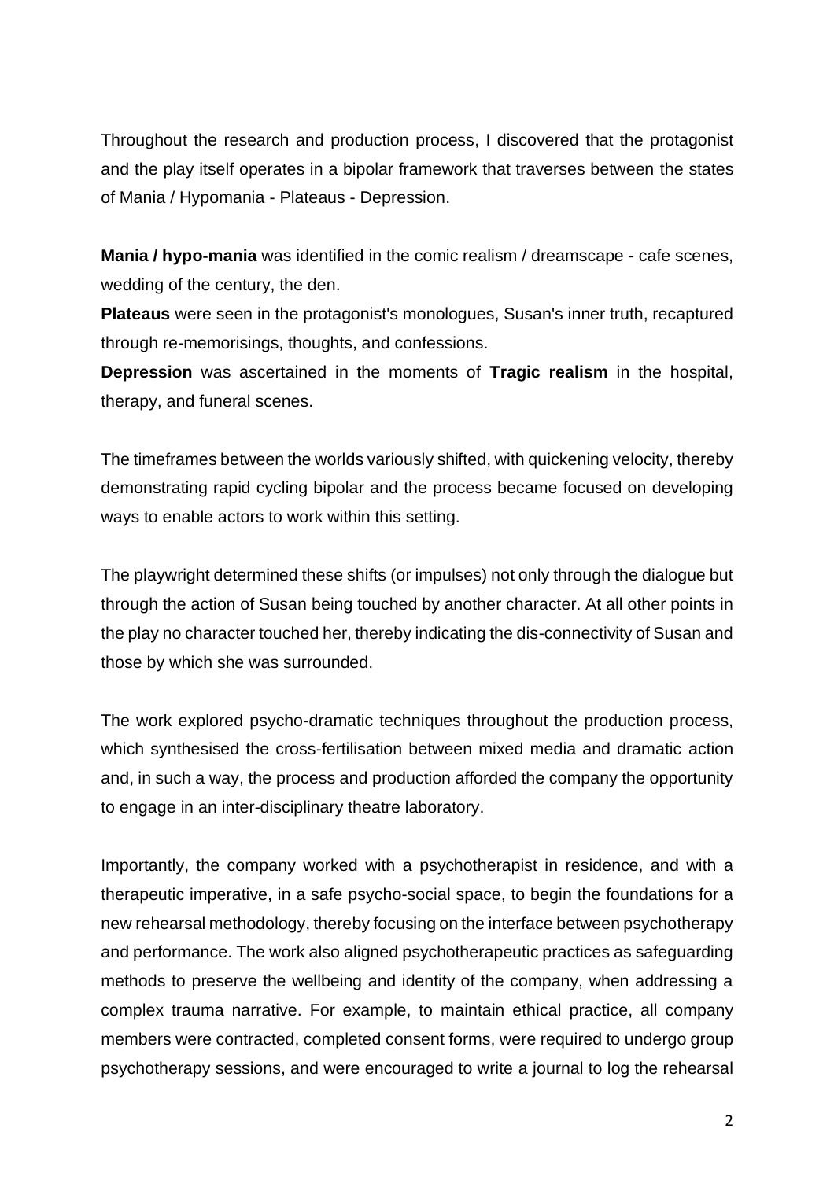Throughout the research and production process, I discovered that the protagonist and the play itself operates in a bipolar framework that traverses between the states of Mania / Hypomania - Plateaus - Depression.

**Mania / hypo-mania** was identified in the comic realism / dreamscape - cafe scenes, wedding of the century, the den.
**Plateaus** were seen in the protagonist's monologues, Susan's inner truth, recaptured through re-memorisings, thoughts, and confessions.
**Depression** was ascertained in the moments of **Tragic realism** in the hospital, therapy, and funeral scenes.

The timeframes between the worlds variously shifted, with quickening velocity, thereby demonstrating rapid cycling bipolar and the process became focused on developing ways to enable actors to work within this setting.

The playwright determined these shifts (or impulses) not only through the dialogue but through the action of Susan being touched by another character. At all other points in the play no character touched her, thereby indicating the dis-connectivity of Susan and those by which she was surrounded.

The work explored psycho-dramatic techniques throughout the production process, which synthesised the cross-fertilisation between mixed media and dramatic action and, in such a way, the process and production afforded the company the opportunity to engage in an inter-disciplinary theatre laboratory.

Importantly, the company worked with a psychotherapist in residence, and with a therapeutic imperative, in a safe psycho-social space, to begin the foundations for a new rehearsal methodology, thereby focusing on the interface between psychotherapy and performance. The work also aligned psychotherapeutic practices as safeguarding methods to preserve the wellbeing and identity of the company, when addressing a complex trauma narrative. For example, to maintain ethical practice, all company members were contracted, completed consent forms, were required to undergo group psychotherapy sessions, and were encouraged to write a journal to log the rehearsal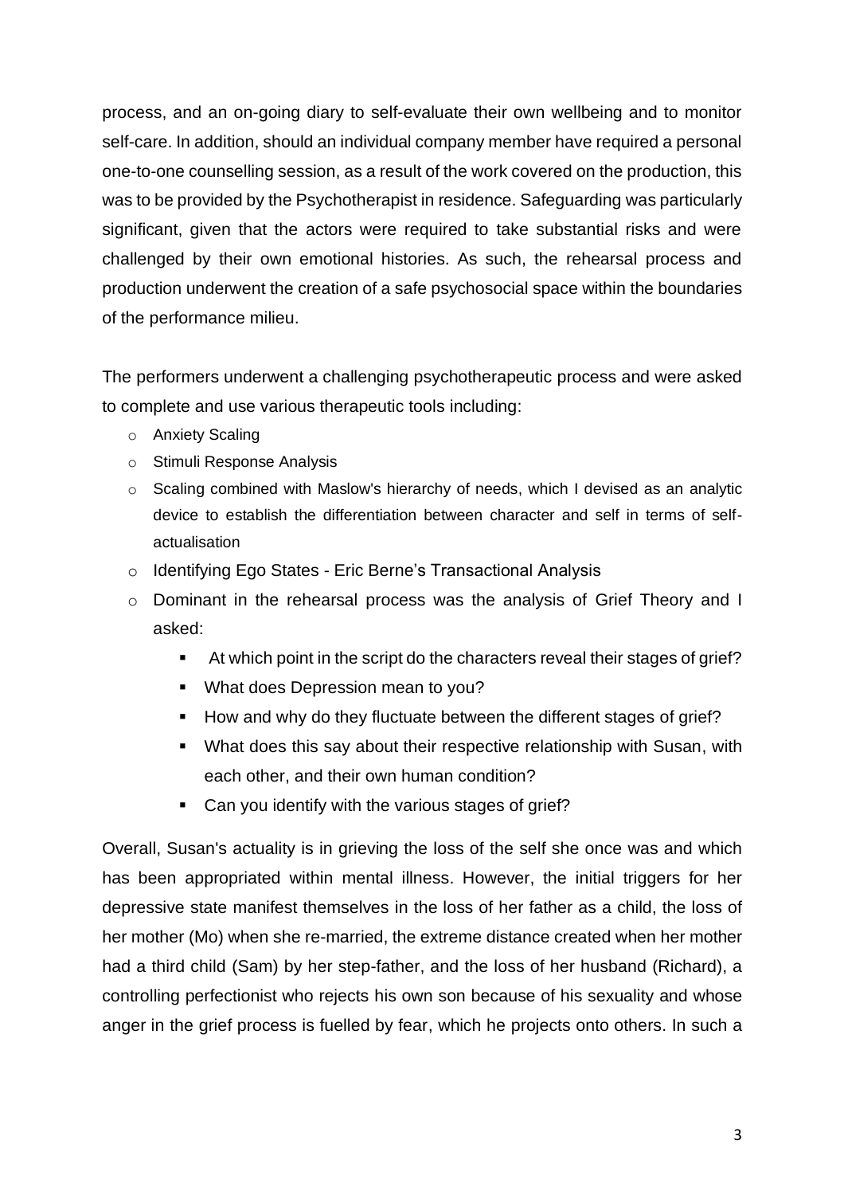process, and an on-going diary to self-evaluate their own wellbeing and to monitor self-care. In addition, should an individual company member have required a personal one-to-one counselling session, as a result of the work covered on the production, this was to be provided by the Psychotherapist in residence. Safeguarding was particularly significant, given that the actors were required to take substantial risks and were challenged by their own emotional histories. As such, the rehearsal process and production underwent the creation of a safe psychosocial space within the boundaries of the performance milieu.

The performers underwent a challenging psychotherapeutic process and were asked to complete and use various therapeutic tools including:

- Anxiety Scaling
- Stimuli Response Analysis
- Scaling combined with Maslow's hierarchy of needs, which I devised as an analytic device to establish the differentiation between character and self in terms of self-actualisation
- Identifying Ego States - Eric Berne's Transactional Analysis
- Dominant in the rehearsal process was the analysis of Grief Theory and I asked:
  - At which point in the script do the characters reveal their stages of grief?
  - What does Depression mean to you?
  - How and why do they fluctuate between the different stages of grief?
  - What does this say about their respective relationship with Susan, with each other, and their own human condition?
  - Can you identify with the various stages of grief?

Overall, Susan's actuality is in grieving the loss of the self she once was and which has been appropriated within mental illness. However, the initial triggers for her depressive state manifest themselves in the loss of her father as a child, the loss of her mother (Mo) when she re-married, the extreme distance created when her mother had a third child (Sam) by her step-father, and the loss of her husband (Richard), a controlling perfectionist who rejects his own son because of his sexuality and whose anger in the grief process is fuelled by fear, which he projects onto others. In such a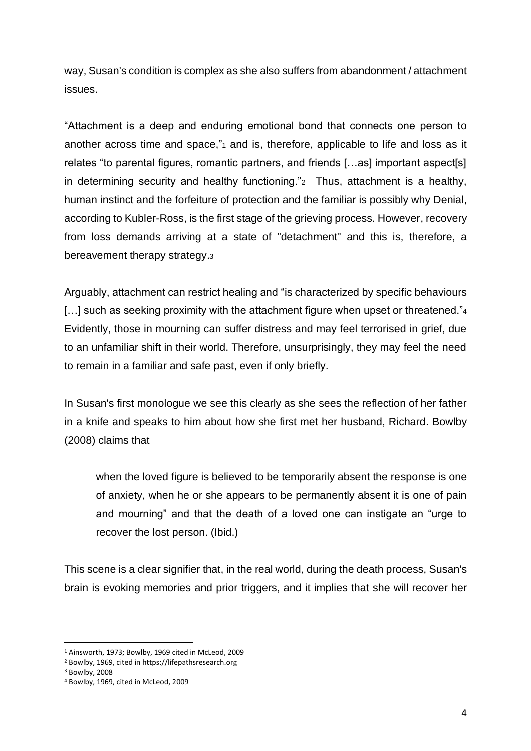way, Susan's condition is complex as she also suffers from abandonment / attachment issues.

"Attachment is a deep and enduring emotional bond that connects one person to another across time and space,"[1] and is, therefore, applicable to life and loss as it relates "to parental figures, romantic partners, and friends […as] important aspect[s] in determining security and healthy functioning."[2] Thus, attachment is a healthy, human instinct and the forfeiture of protection and the familiar is possibly why Denial, according to Kubler-Ross, is the first stage of the grieving process. However, recovery from loss demands arriving at a state of "detachment" and this is, therefore, a bereavement therapy strategy.[3]

Arguably, attachment can restrict healing and "is characterized by specific behaviours […] such as seeking proximity with the attachment figure when upset or threatened."[4] Evidently, those in mourning can suffer distress and may feel terrorised in grief, due to an unfamiliar shift in their world. Therefore, unsurprisingly, they may feel the need to remain in a familiar and safe past, even if only briefly.

In Susan's first monologue we see this clearly as she sees the reflection of her father in a knife and speaks to him about how she first met her husband, Richard. Bowlby (2008) claims that

> when the loved figure is believed to be temporarily absent the response is one of anxiety, when he or she appears to be permanently absent it is one of pain and mourning" and that the death of a loved one can instigate an "urge to recover the lost person. (Ibid.)

This scene is a clear signifier that, in the real world, during the death process, Susan's brain is evoking memories and prior triggers, and it implies that she will recover her

---

[1] Ainsworth, 1973; Bowlby, 1969 cited in McLeod, 2009

[2] Bowlby, 1969, cited in https://lifepathsresearch.org

[3] Bowlby, 2008

[4] Bowlby, 1969, cited in McLeod, 2009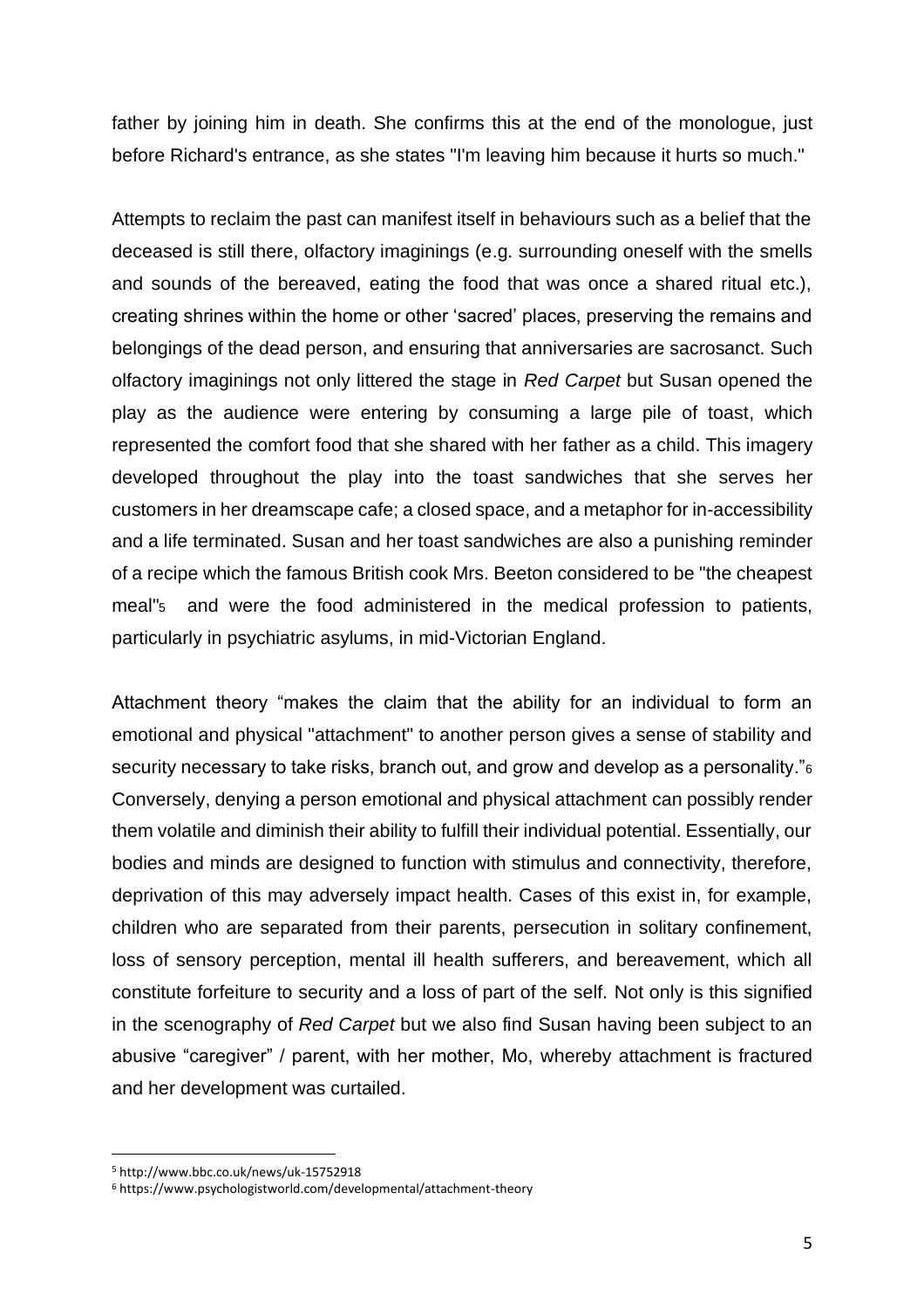father by joining him in death. She confirms this at the end of the monologue, just before Richard's entrance, as she states "I'm leaving him because it hurts so much."

Attempts to reclaim the past can manifest itself in behaviours such as a belief that the deceased is still there, olfactory imaginings (e.g. surrounding oneself with the smells and sounds of the bereaved, eating the food that was once a shared ritual etc.), creating shrines within the home or other 'sacred' places, preserving the remains and belongings of the dead person, and ensuring that anniversaries are sacrosanct. Such olfactory imaginings not only littered the stage in *Red Carpet* but Susan opened the play as the audience were entering by consuming a large pile of toast, which represented the comfort food that she shared with her father as a child. This imagery developed throughout the play into the toast sandwiches that she serves her customers in her dreamscape cafe; a closed space, and a metaphor for in-accessibility and a life terminated. Susan and her toast sandwiches are also a punishing reminder of a recipe which the famous British cook Mrs. Beeton considered to be "the cheapest meal"[5] and were the food administered in the medical profession to patients, particularly in psychiatric asylums, in mid-Victorian England.

Attachment theory "makes the claim that the ability for an individual to form an emotional and physical "attachment" to another person gives a sense of stability and security necessary to take risks, branch out, and grow and develop as a personality."[6] Conversely, denying a person emotional and physical attachment can possibly render them volatile and diminish their ability to fulfill their individual potential. Essentially, our bodies and minds are designed to function with stimulus and connectivity, therefore, deprivation of this may adversely impact health. Cases of this exist in, for example, children who are separated from their parents, persecution in solitary confinement, loss of sensory perception, mental ill health sufferers, and bereavement, which all constitute forfeiture to security and a loss of part of the self. Not only is this signified in the scenography of *Red Carpet* but we also find Susan having been subject to an abusive "caregiver" / parent, with her mother, Mo, whereby attachment is fractured and her development was curtailed.

---

[5] http://www.bbc.co.uk/news/uk-15752918

[6] https://www.psychologistworld.com/developmental/attachment-theory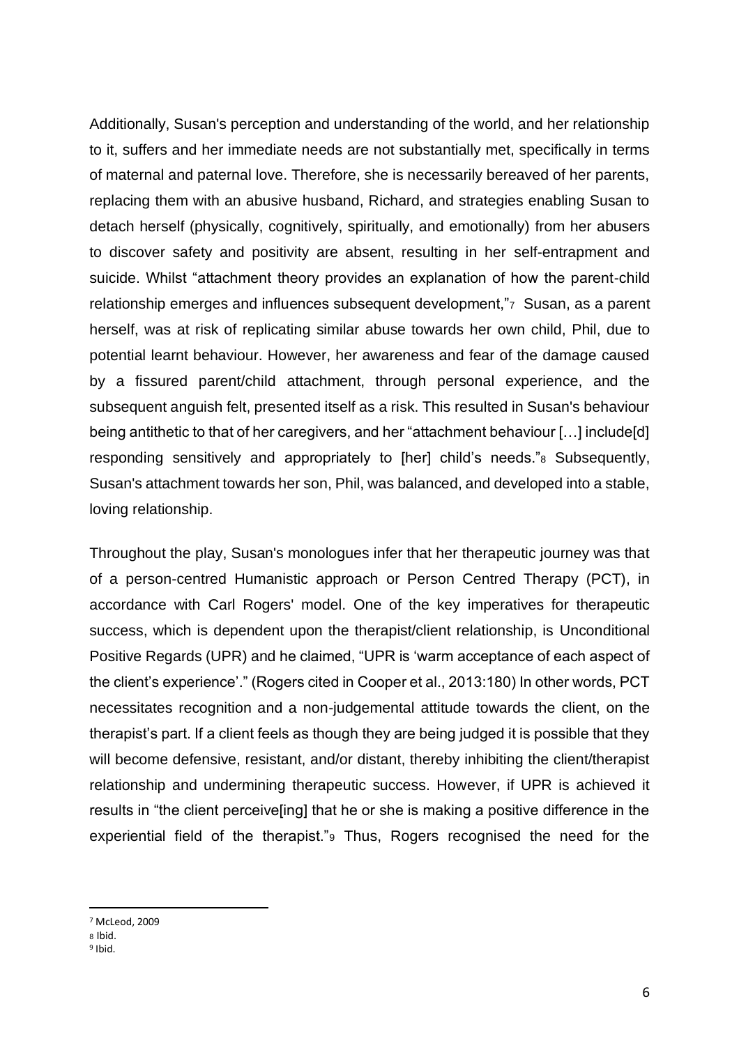Additionally, Susan's perception and understanding of the world, and her relationship to it, suffers and her immediate needs are not substantially met, specifically in terms of maternal and paternal love. Therefore, she is necessarily bereaved of her parents, replacing them with an abusive husband, Richard, and strategies enabling Susan to detach herself (physically, cognitively, spiritually, and emotionally) from her abusers to discover safety and positivity are absent, resulting in her self-entrapment and suicide. Whilst "attachment theory provides an explanation of how the parent-child relationship emerges and influences subsequent development,"[7] Susan, as a parent herself, was at risk of replicating similar abuse towards her own child, Phil, due to potential learnt behaviour. However, her awareness and fear of the damage caused by a fissured parent/child attachment, through personal experience, and the subsequent anguish felt, presented itself as a risk. This resulted in Susan's behaviour being antithetic to that of her caregivers, and her "attachment behaviour […] include[d] responding sensitively and appropriately to [her] child's needs."[8] Subsequently, Susan's attachment towards her son, Phil, was balanced, and developed into a stable, loving relationship.

Throughout the play, Susan's monologues infer that her therapeutic journey was that of a person-centred Humanistic approach or Person Centred Therapy (PCT), in accordance with Carl Rogers' model. One of the key imperatives for therapeutic success, which is dependent upon the therapist/client relationship, is Unconditional Positive Regards (UPR) and he claimed, "UPR is 'warm acceptance of each aspect of the client's experience'." (Rogers cited in Cooper et al., 2013:180) In other words, PCT necessitates recognition and a non-judgemental attitude towards the client, on the therapist's part. If a client feels as though they are being judged it is possible that they will become defensive, resistant, and/or distant, thereby inhibiting the client/therapist relationship and undermining therapeutic success. However, if UPR is achieved it results in "the client perceive[ing] that he or she is making a positive difference in the experiential field of the therapist."[9] Thus, Rogers recognised the need for the

---

[7] McLeod, 2009

[8] Ibid.

[9] Ibid.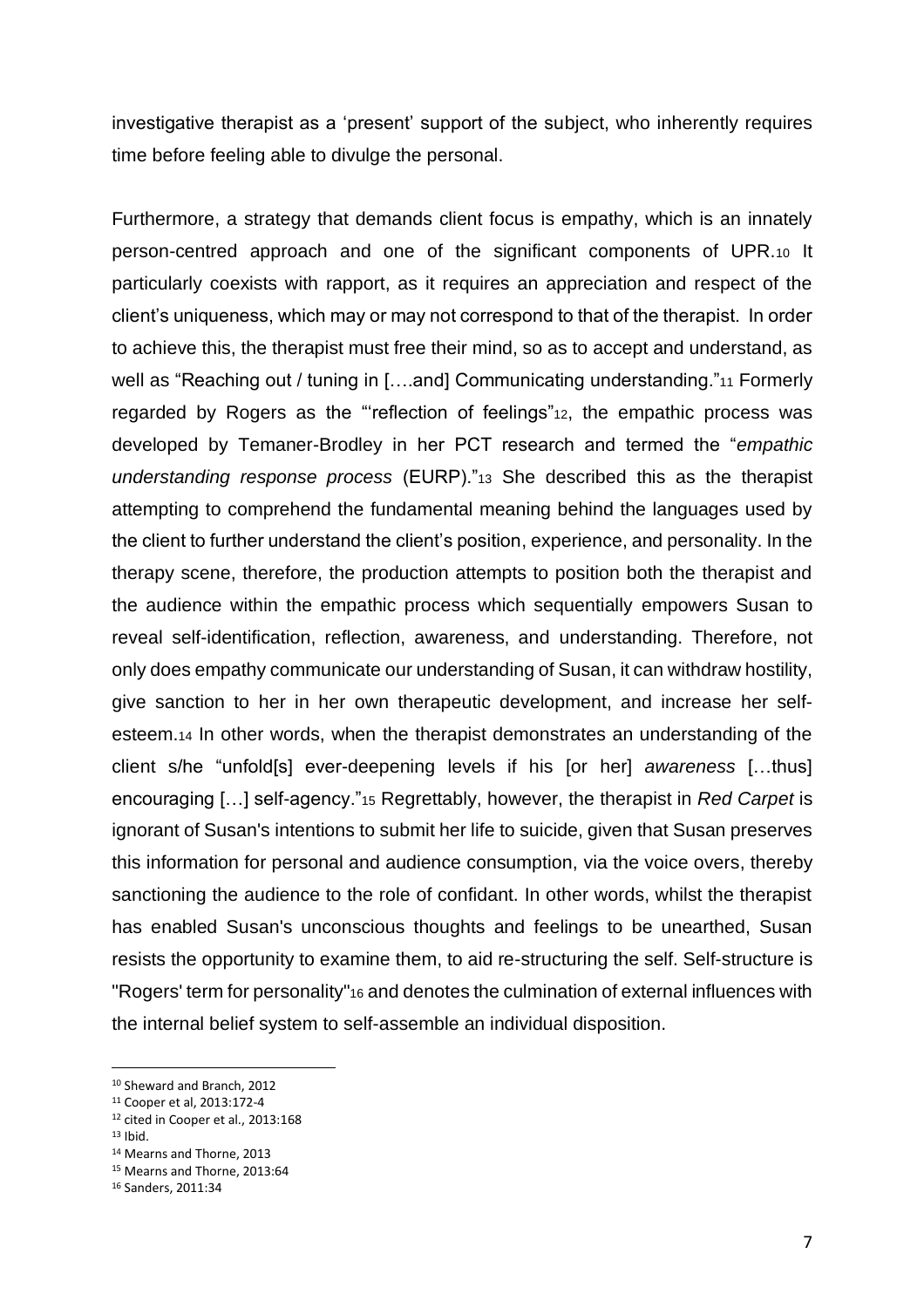investigative therapist as a 'present' support of the subject, who inherently requires time before feeling able to divulge the personal.

Furthermore, a strategy that demands client focus is empathy, which is an innately person-centred approach and one of the significant components of UPR.[10] It particularly coexists with rapport, as it requires an appreciation and respect of the client's uniqueness, which may or may not correspond to that of the therapist. In order to achieve this, the therapist must free their mind, so as to accept and understand, as well as "Reaching out / tuning in [….and] Communicating understanding."[11] Formerly regarded by Rogers as the "'reflection of feelings"[12], the empathic process was developed by Temaner-Brodley in her PCT research and termed the "*empathic understanding response process* (EURP)."[13] She described this as the therapist attempting to comprehend the fundamental meaning behind the languages used by the client to further understand the client's position, experience, and personality. In the therapy scene, therefore, the production attempts to position both the therapist and the audience within the empathic process which sequentially empowers Susan to reveal self-identification, reflection, awareness, and understanding. Therefore, not only does empathy communicate our understanding of Susan, it can withdraw hostility, give sanction to her in her own therapeutic development, and increase her self-esteem.[14] In other words, when the therapist demonstrates an understanding of the client s/he "unfold[s] ever-deepening levels if his [or her] *awareness* […thus] encouraging […] self-agency."[15] Regrettably, however, the therapist in *Red Carpet* is ignorant of Susan's intentions to submit her life to suicide, given that Susan preserves this information for personal and audience consumption, via the voice overs, thereby sanctioning the audience to the role of confidant. In other words, whilst the therapist has enabled Susan's unconscious thoughts and feelings to be unearthed, Susan resists the opportunity to examine them, to aid re-structuring the self. Self-structure is "Rogers' term for personality"[16] and denotes the culmination of external influences with the internal belief system to self-assemble an individual disposition.

---

[10] Sheward and Branch, 2012

[11] Cooper et al, 2013:172-4

[12] cited in Cooper et al., 2013:168

[13] Ibid.

[14] Mearns and Thorne, 2013

[15] Mearns and Thorne, 2013:64

[16] Sanders, 2011:34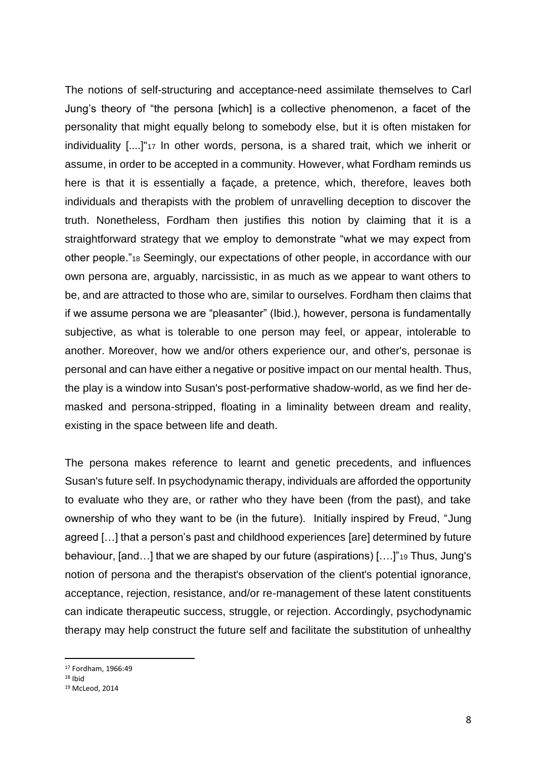The notions of self-structuring and acceptance-need assimilate themselves to Carl Jung's theory of "the persona [which] is a collective phenomenon, a facet of the personality that might equally belong to somebody else, but it is often mistaken for individuality [....]"[17] In other words, persona, is a shared trait, which we inherit or assume, in order to be accepted in a community. However, what Fordham reminds us here is that it is essentially a façade, a pretence, which, therefore, leaves both individuals and therapists with the problem of unravelling deception to discover the truth. Nonetheless, Fordham then justifies this notion by claiming that it is a straightforward strategy that we employ to demonstrate "what we may expect from other people."[18] Seemingly, our expectations of other people, in accordance with our own persona are, arguably, narcissistic, in as much as we appear to want others to be, and are attracted to those who are, similar to ourselves. Fordham then claims that if we assume persona we are "pleasanter" (Ibid.), however, persona is fundamentally subjective, as what is tolerable to one person may feel, or appear, intolerable to another. Moreover, how we and/or others experience our, and other's, personae is personal and can have either a negative or positive impact on our mental health. Thus, the play is a window into Susan's post-performative shadow-world, as we find her de-masked and persona-stripped, floating in a liminality between dream and reality, existing in the space between life and death.

The persona makes reference to learnt and genetic precedents, and influences Susan's future self. In psychodynamic therapy, individuals are afforded the opportunity to evaluate who they are, or rather who they have been (from the past), and take ownership of who they want to be (in the future). Initially inspired by Freud, "Jung agreed […] that a person's past and childhood experiences [are] determined by future behaviour, [and…] that we are shaped by our future (aspirations) [….]"[19] Thus, Jung's notion of persona and the therapist's observation of the client's potential ignorance, acceptance, rejection, resistance, and/or re-management of these latent constituents can indicate therapeutic success, struggle, or rejection. Accordingly, psychodynamic therapy may help construct the future self and facilitate the substitution of unhealthy

---

[17] Fordham, 1966:49

[18] Ibid

[19] McLeod, 2014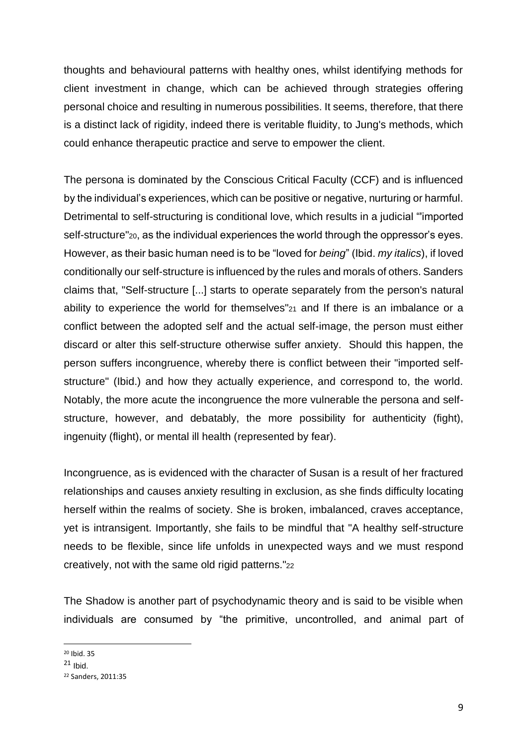thoughts and behavioural patterns with healthy ones, whilst identifying methods for client investment in change, which can be achieved through strategies offering personal choice and resulting in numerous possibilities. It seems, therefore, that there is a distinct lack of rigidity, indeed there is veritable fluidity, to Jung's methods, which could enhance therapeutic practice and serve to empower the client.

The persona is dominated by the Conscious Critical Faculty (CCF) and is influenced by the individual's experiences, which can be positive or negative, nurturing or harmful. Detrimental to self-structuring is conditional love, which results in a judicial "'imported self-structure"[20], as the individual experiences the world through the oppressor's eyes. However, as their basic human need is to be "loved for *being*" (Ibid. *my italics*), if loved conditionally our self-structure is influenced by the rules and morals of others. Sanders claims that, "Self-structure [...] starts to operate separately from the person's natural ability to experience the world for themselves"[21] and If there is an imbalance or a conflict between the adopted self and the actual self-image, the person must either discard or alter this self-structure otherwise suffer anxiety. Should this happen, the person suffers incongruence, whereby there is conflict between their "imported self-structure" (Ibid.) and how they actually experience, and correspond to, the world. Notably, the more acute the incongruence the more vulnerable the persona and self-structure, however, and debatably, the more possibility for authenticity (fight), ingenuity (flight), or mental ill health (represented by fear).

Incongruence, as is evidenced with the character of Susan is a result of her fractured relationships and causes anxiety resulting in exclusion, as she finds difficulty locating herself within the realms of society. She is broken, imbalanced, craves acceptance, yet is intransigent. Importantly, she fails to be mindful that "A healthy self-structure needs to be flexible, since life unfolds in unexpected ways and we must respond creatively, not with the same old rigid patterns."[22]

The Shadow is another part of psychodynamic theory and is said to be visible when individuals are consumed by "the primitive, uncontrolled, and animal part of

---

[20] Ibid. 35

[21] Ibid.

[22] Sanders, 2011:35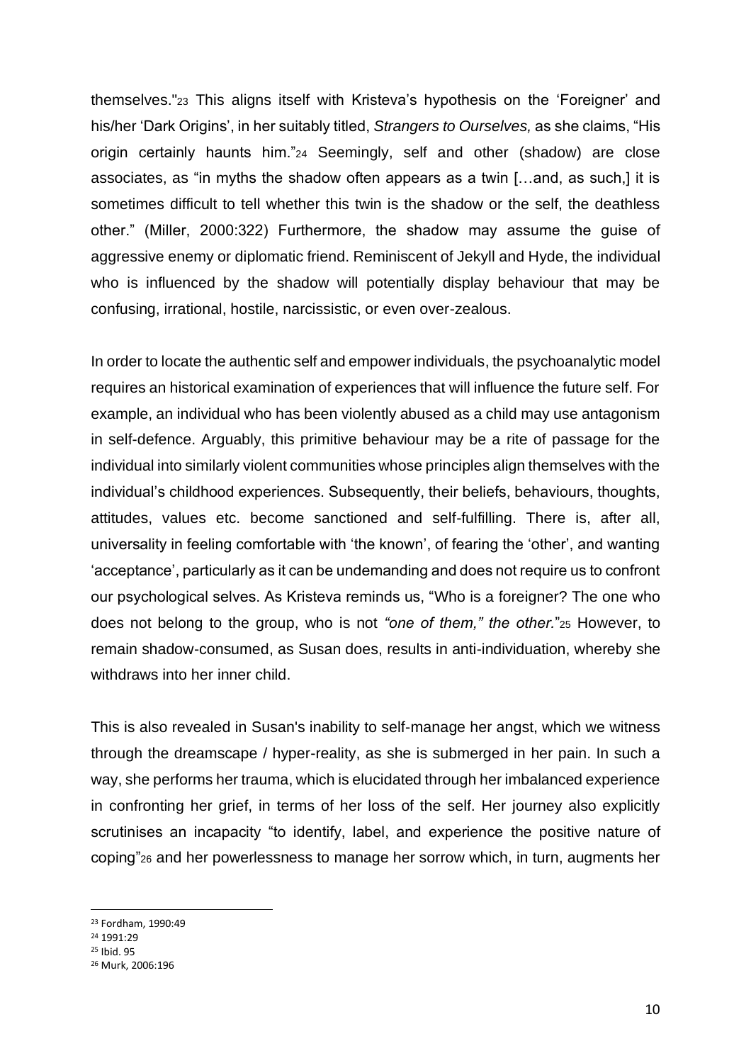themselves."[23] This aligns itself with Kristeva's hypothesis on the 'Foreigner' and his/her 'Dark Origins', in her suitably titled, *Strangers to Ourselves,* as she claims, "His origin certainly haunts him."[24] Seemingly, self and other (shadow) are close associates, as "in myths the shadow often appears as a twin […and, as such,] it is sometimes difficult to tell whether this twin is the shadow or the self, the deathless other." (Miller, 2000:322) Furthermore, the shadow may assume the guise of aggressive enemy or diplomatic friend. Reminiscent of Jekyll and Hyde, the individual who is influenced by the shadow will potentially display behaviour that may be confusing, irrational, hostile, narcissistic, or even over-zealous.

In order to locate the authentic self and empower individuals, the psychoanalytic model requires an historical examination of experiences that will influence the future self. For example, an individual who has been violently abused as a child may use antagonism in self-defence. Arguably, this primitive behaviour may be a rite of passage for the individual into similarly violent communities whose principles align themselves with the individual's childhood experiences. Subsequently, their beliefs, behaviours, thoughts, attitudes, values etc. become sanctioned and self-fulfilling. There is, after all, universality in feeling comfortable with 'the known', of fearing the 'other', and wanting 'acceptance', particularly as it can be undemanding and does not require us to confront our psychological selves. As Kristeva reminds us, "Who is a foreigner? The one who does not belong to the group, who is not *"one of them," the other.*"[25] However, to remain shadow-consumed, as Susan does, results in anti-individuation, whereby she withdraws into her inner child.

This is also revealed in Susan's inability to self-manage her angst, which we witness through the dreamscape / hyper-reality, as she is submerged in her pain. In such a way, she performs her trauma, which is elucidated through her imbalanced experience in confronting her grief, in terms of her loss of the self. Her journey also explicitly scrutinises an incapacity "to identify, label, and experience the positive nature of coping"[26] and her powerlessness to manage her sorrow which, in turn, augments her

[23] Fordham, 1990:49

[24] 1991:29

[25] Ibid. 95

[26] Murk, 2006:196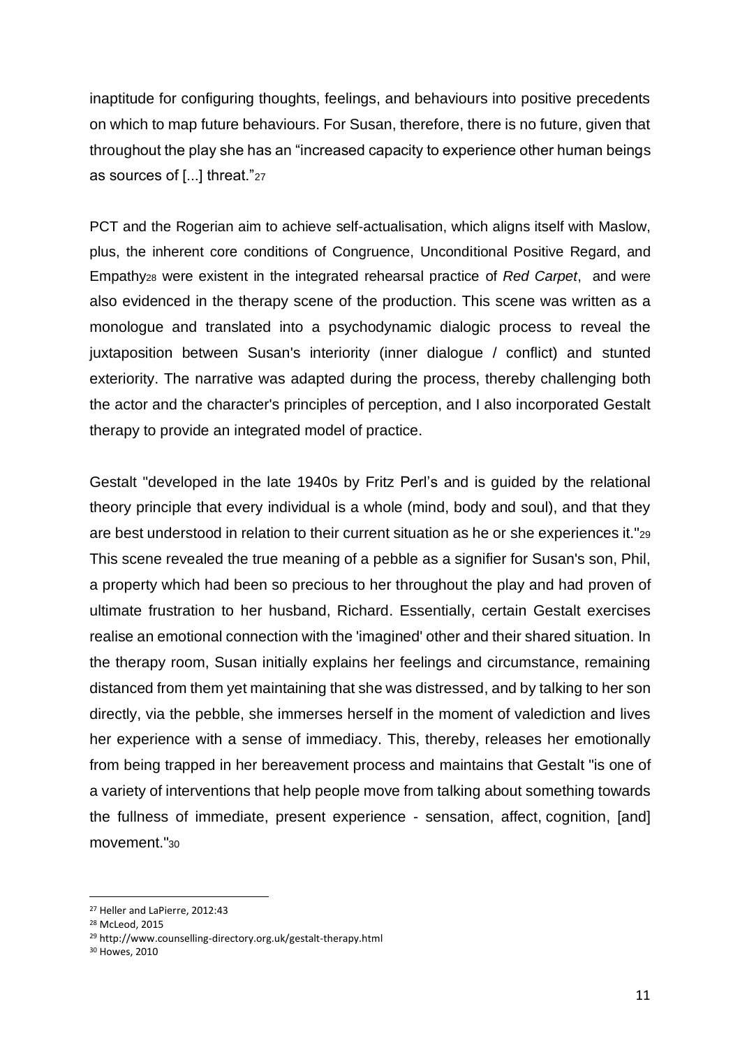inaptitude for configuring thoughts, feelings, and behaviours into positive precedents on which to map future behaviours. For Susan, therefore, there is no future, given that throughout the play she has an "increased capacity to experience other human beings as sources of [...] threat."[27]

PCT and the Rogerian aim to achieve self-actualisation, which aligns itself with Maslow, plus, the inherent core conditions of Congruence, Unconditional Positive Regard, and Empathy[28] were existent in the integrated rehearsal practice of *Red Carpet*, and were also evidenced in the therapy scene of the production. This scene was written as a monologue and translated into a psychodynamic dialogic process to reveal the juxtaposition between Susan's interiority (inner dialogue / conflict) and stunted exteriority. The narrative was adapted during the process, thereby challenging both the actor and the character's principles of perception, and I also incorporated Gestalt therapy to provide an integrated model of practice.

Gestalt "developed in the late 1940s by Fritz Perl's and is guided by the relational theory principle that every individual is a whole (mind, body and soul), and that they are best understood in relation to their current situation as he or she experiences it."[29] This scene revealed the true meaning of a pebble as a signifier for Susan's son, Phil, a property which had been so precious to her throughout the play and had proven of ultimate frustration to her husband, Richard. Essentially, certain Gestalt exercises realise an emotional connection with the 'imagined' other and their shared situation. In the therapy room, Susan initially explains her feelings and circumstance, remaining distanced from them yet maintaining that she was distressed, and by talking to her son directly, via the pebble, she immerses herself in the moment of valediction and lives her experience with a sense of immediacy. This, thereby, releases her emotionally from being trapped in her bereavement process and maintains that Gestalt "is one of a variety of interventions that help people move from talking about something towards the fullness of immediate, present experience - sensation, affect, cognition, [and] movement."[30]

---

[27] Heller and LaPierre, 2012:43

[28] McLeod, 2015

[29] http://www.counselling-directory.org.uk/gestalt-therapy.html

[30] Howes, 2010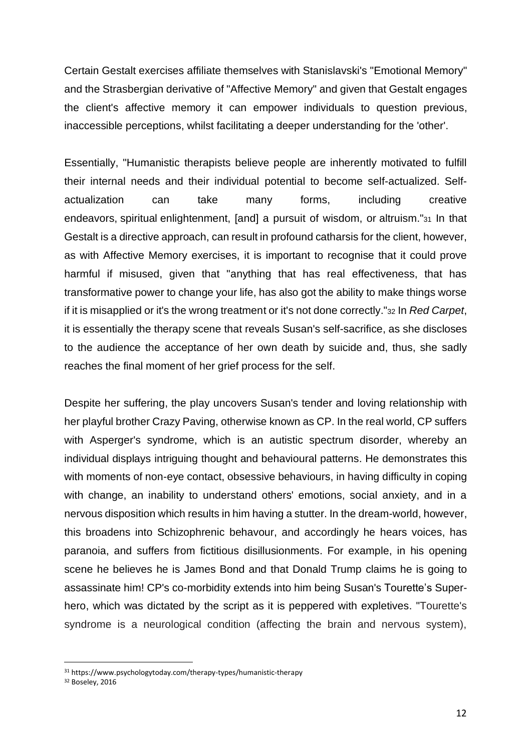Certain Gestalt exercises affiliate themselves with Stanislavski's "Emotional Memory" and the Strasbergian derivative of "Affective Memory" and given that Gestalt engages the client's affective memory it can empower individuals to question previous, inaccessible perceptions, whilst facilitating a deeper understanding for the 'other'.

Essentially, "Humanistic therapists believe people are inherently motivated to fulfill their internal needs and their individual potential to become self-actualized. Self-actualization can take many forms, including creative endeavors, spiritual enlightenment, [and] a pursuit of wisdom, or altruism."[31] In that Gestalt is a directive approach, can result in profound catharsis for the client, however, as with Affective Memory exercises, it is important to recognise that it could prove harmful if misused, given that "anything that has real effectiveness, that has transformative power to change your life, has also got the ability to make things worse if it is misapplied or it's the wrong treatment or it's not done correctly."[32] In *Red Carpet*, it is essentially the therapy scene that reveals Susan's self-sacrifice, as she discloses to the audience the acceptance of her own death by suicide and, thus, she sadly reaches the final moment of her grief process for the self.

Despite her suffering, the play uncovers Susan's tender and loving relationship with her playful brother Crazy Paving, otherwise known as CP. In the real world, CP suffers with Asperger's syndrome, which is an autistic spectrum disorder, whereby an individual displays intriguing thought and behavioural patterns. He demonstrates this with moments of non-eye contact, obsessive behaviours, in having difficulty in coping with change, an inability to understand others' emotions, social anxiety, and in a nervous disposition which results in him having a stutter. In the dream-world, however, this broadens into Schizophrenic behavour, and accordingly he hears voices, has paranoia, and suffers from fictitious disillusionments. For example, in his opening scene he believes he is James Bond and that Donald Trump claims he is going to assassinate him! CP's co-morbidity extends into him being Susan's Tourette's Super-hero, which was dictated by the script as it is peppered with expletives. "Tourette's syndrome is a neurological condition (affecting the brain and nervous system),

[31] https://www.psychologytoday.com/therapy-types/humanistic-therapy

[32] Boseley, 2016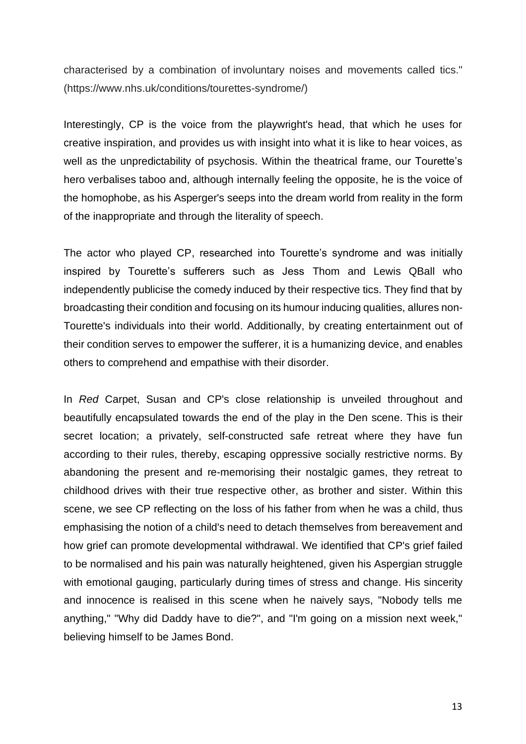characterised by a combination of involuntary noises and movements called tics." (https://www.nhs.uk/conditions/tourettes-syndrome/)

Interestingly, CP is the voice from the playwright's head, that which he uses for creative inspiration, and provides us with insight into what it is like to hear voices, as well as the unpredictability of psychosis. Within the theatrical frame, our Tourette's hero verbalises taboo and, although internally feeling the opposite, he is the voice of the homophobe, as his Asperger's seeps into the dream world from reality in the form of the inappropriate and through the literality of speech.

The actor who played CP, researched into Tourette's syndrome and was initially inspired by Tourette's sufferers such as Jess Thom and Lewis QBall who independently publicise the comedy induced by their respective tics. They find that by broadcasting their condition and focusing on its humour inducing qualities, allures non-Tourette's individuals into their world. Additionally, by creating entertainment out of their condition serves to empower the sufferer, it is a humanizing device, and enables others to comprehend and empathise with their disorder.

In *Red* Carpet, Susan and CP's close relationship is unveiled throughout and beautifully encapsulated towards the end of the play in the Den scene. This is their secret location; a privately, self-constructed safe retreat where they have fun according to their rules, thereby, escaping oppressive socially restrictive norms. By abandoning the present and re-memorising their nostalgic games, they retreat to childhood drives with their true respective other, as brother and sister. Within this scene, we see CP reflecting on the loss of his father from when he was a child, thus emphasising the notion of a child's need to detach themselves from bereavement and how grief can promote developmental withdrawal. We identified that CP's grief failed to be normalised and his pain was naturally heightened, given his Aspergian struggle with emotional gauging, particularly during times of stress and change. His sincerity and innocence is realised in this scene when he naively says, "Nobody tells me anything," "Why did Daddy have to die?", and "I'm going on a mission next week," believing himself to be James Bond.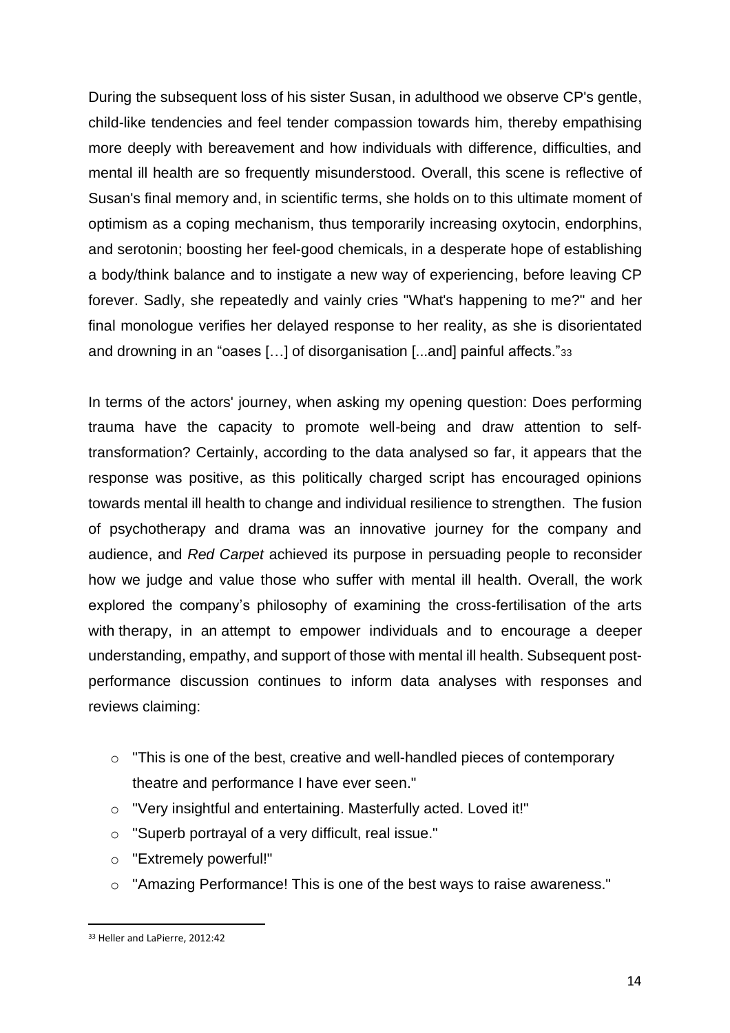During the subsequent loss of his sister Susan, in adulthood we observe CP's gentle, child-like tendencies and feel tender compassion towards him, thereby empathising more deeply with bereavement and how individuals with difference, difficulties, and mental ill health are so frequently misunderstood. Overall, this scene is reflective of Susan's final memory and, in scientific terms, she holds on to this ultimate moment of optimism as a coping mechanism, thus temporarily increasing oxytocin, endorphins, and serotonin; boosting her feel-good chemicals, in a desperate hope of establishing a body/think balance and to instigate a new way of experiencing, before leaving CP forever. Sadly, she repeatedly and vainly cries "What's happening to me?" and her final monologue verifies her delayed response to her reality, as she is disorientated and drowning in an "oases […] of disorganisation [...and] painful affects."[33]

In terms of the actors' journey, when asking my opening question: Does performing trauma have the capacity to promote well-being and draw attention to self-transformation? Certainly, according to the data analysed so far, it appears that the response was positive, as this politically charged script has encouraged opinions towards mental ill health to change and individual resilience to strengthen. The fusion of psychotherapy and drama was an innovative journey for the company and audience, and *Red Carpet* achieved its purpose in persuading people to reconsider how we judge and value those who suffer with mental ill health. Overall, the work explored the company's philosophy of examining the cross-fertilisation of the arts with therapy, in an attempt to empower individuals and to encourage a deeper understanding, empathy, and support of those with mental ill health. Subsequent post-performance discussion continues to inform data analyses with responses and reviews claiming:

- "This is one of the best, creative and well-handled pieces of contemporary theatre and performance I have ever seen."
- "Very insightful and entertaining. Masterfully acted. Loved it!"
- "Superb portrayal of a very difficult, real issue."
- "Extremely powerful!"
- "Amazing Performance! This is one of the best ways to raise awareness."

---

[33] Heller and LaPierre, 2012:42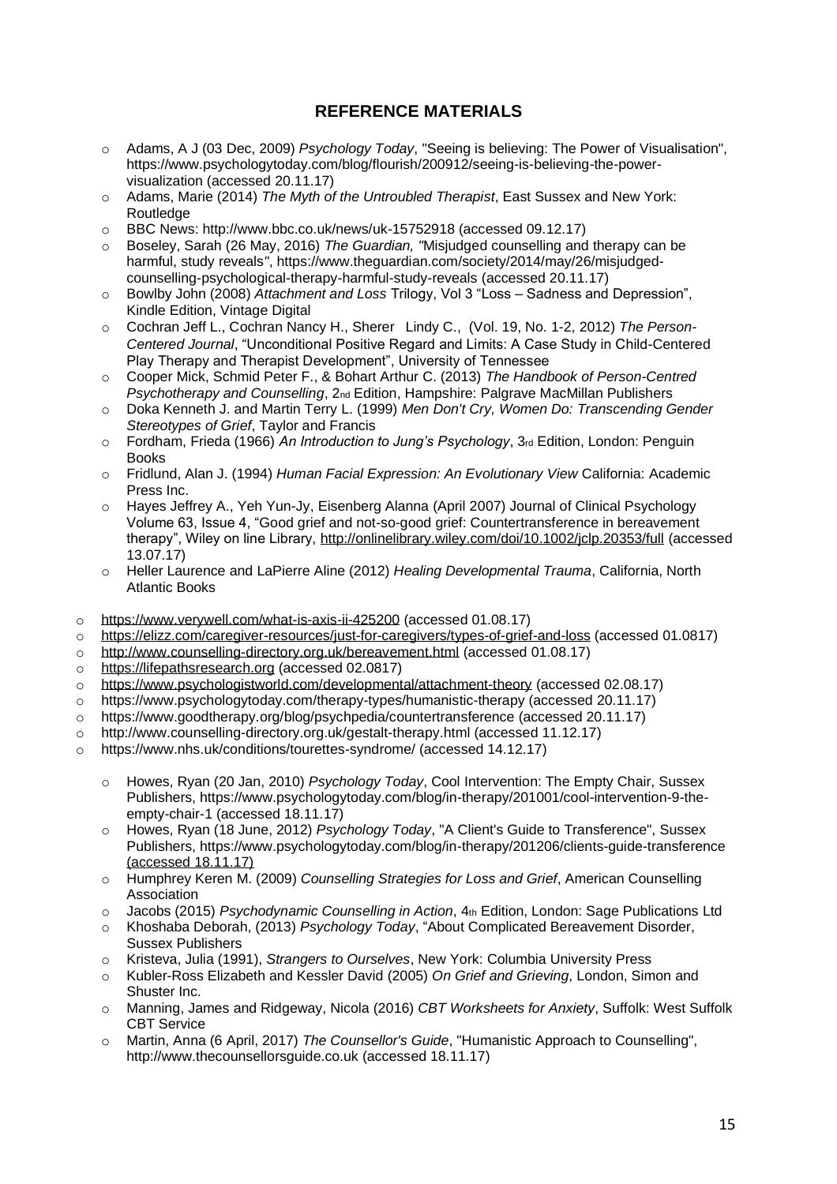## REFERENCE MATERIALS

- Adams, A J (03 Dec, 2009) *Psychology Today*, "Seeing is believing: The Power of Visualisation", https://www.psychologytoday.com/blog/flourish/200912/seeing-is-believing-the-power-visualization (accessed 20.11.17)
- Adams, Marie (2014) *The Myth of the Untroubled Therapist*, East Sussex and New York: Routledge
- BBC News: http://www.bbc.co.uk/news/uk-15752918 (accessed 09.12.17)
- Boseley, Sarah (26 May, 2016) *The Guardian, "*Misjudged counselling and therapy can be harmful, study reveals*"*, https://www.theguardian.com/society/2014/may/26/misjudged-counselling-psychological-therapy-harmful-study-reveals (accessed 20.11.17)
- Bowlby John (2008) *Attachment and Loss* Trilogy, Vol 3 "Loss – Sadness and Depression", Kindle Edition, Vintage Digital
- Cochran Jeff L., Cochran Nancy H., Sherer Lindy C., (Vol. 19, No. 1-2, 2012) *The Person-Centered Journal*, "Unconditional Positive Regard and Limits: A Case Study in Child-Centered Play Therapy and Therapist Development", University of Tennessee
- Cooper Mick, Schmid Peter F., & Bohart Arthur C. (2013) *The Handbook of Person-Centred Psychotherapy and Counselling*, 2nd Edition, Hampshire: Palgrave MacMillan Publishers
- Doka Kenneth J. and Martin Terry L. (1999) *Men Don't Cry, Women Do: Transcending Gender Stereotypes of Grief*, Taylor and Francis
- Fordham, Frieda (1966) *An Introduction to Jung's Psychology*, 3rd Edition, London: Penguin Books
- Fridlund, Alan J. (1994) *Human Facial Expression: An Evolutionary View* California: Academic Press Inc.
- Hayes Jeffrey A., Yeh Yun-Jy, Eisenberg Alanna (April 2007) Journal of Clinical Psychology Volume 63, Issue 4, "Good grief and not-so-good grief: Countertransference in bereavement therapy", Wiley on line Library, http://onlinelibrary.wiley.com/doi/10.1002/jclp.20353/full (accessed 13.07.17)
- Heller Laurence and LaPierre Aline (2012) *Healing Developmental Trauma*, California, North Atlantic Books

- https://www.verywell.com/what-is-axis-ii-425200 (accessed 01.08.17)
- https://elizz.com/caregiver-resources/just-for-caregivers/types-of-grief-and-loss (accessed 01.0817)
- http://www.counselling-directory.org.uk/bereavement.html (accessed 01.08.17)
- https://lifepathsresearch.org (accessed 02.0817)
- https://www.psychologistworld.com/developmental/attachment-theory (accessed 02.08.17)
- https://www.psychologytoday.com/therapy-types/humanistic-therapy (accessed 20.11.17)
- https://www.goodtherapy.org/blog/psychpedia/countertransference (accessed 20.11.17)
- http://www.counselling-directory.org.uk/gestalt-therapy.html (accessed 11.12.17)
- https://www.nhs.uk/conditions/tourettes-syndrome/ (accessed 14.12.17)

- Howes, Ryan (20 Jan, 2010) *Psychology Today*, Cool Intervention: The Empty Chair, Sussex Publishers, https://www.psychologytoday.com/blog/in-therapy/201001/cool-intervention-9-the-empty-chair-1 (accessed 18.11.17)
- Howes, Ryan (18 June, 2012) *Psychology Today*, "A Client's Guide to Transference", Sussex Publishers, https://www.psychologytoday.com/blog/in-therapy/201206/clients-guide-transference (accessed 18.11.17)
- Humphrey Keren M. (2009) *Counselling Strategies for Loss and Grief*, American Counselling Association
- Jacobs (2015) *Psychodynamic Counselling in Action*, 4th Edition, London: Sage Publications Ltd
- Khoshaba Deborah, (2013) *Psychology Today*, "About Complicated Bereavement Disorder, Sussex Publishers
- Kristeva, Julia (1991), *Strangers to Ourselves*, New York: Columbia University Press
- Kubler-Ross Elizabeth and Kessler David (2005) *On Grief and Grieving*, London, Simon and Shuster Inc.
- Manning, James and Ridgeway, Nicola (2016) *CBT Worksheets for Anxiety*, Suffolk: West Suffolk CBT Service
- Martin, Anna (6 April, 2017) *The Counsellor's Guide*, "Humanistic Approach to Counselling", http://www.thecounsellorsguide.co.uk (accessed 18.11.17)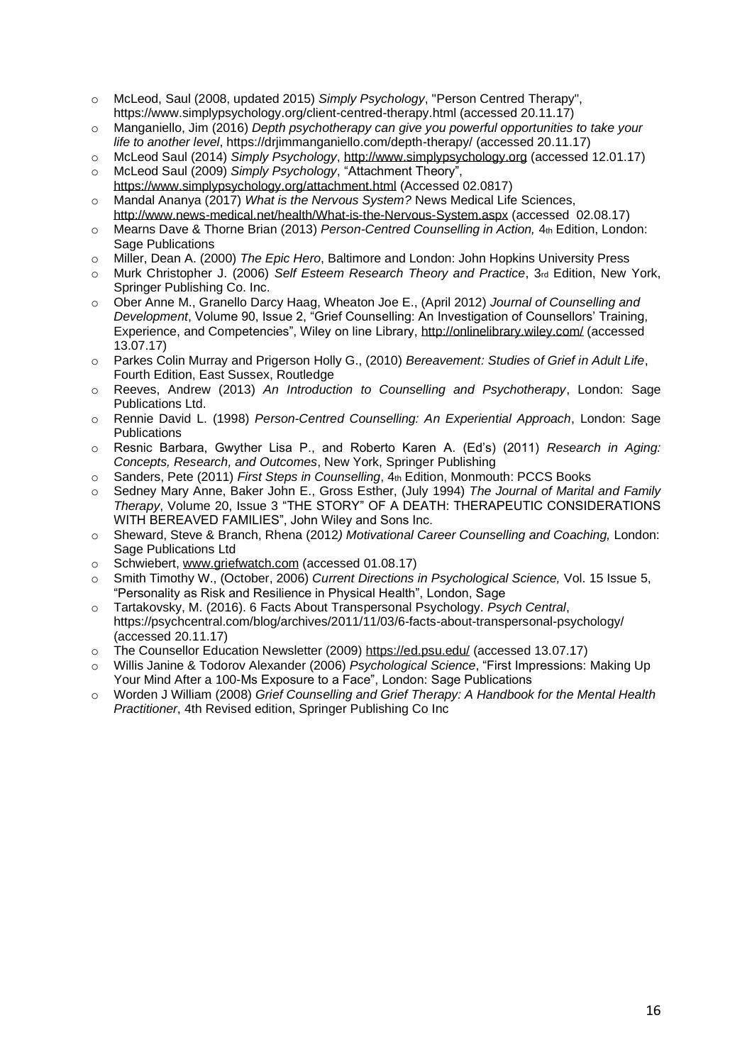- McLeod, Saul (2008, updated 2015) *Simply Psychology*, "Person Centred Therapy", https://www.simplypsychology.org/client-centred-therapy.html (accessed 20.11.17)
- Manganiello, Jim (2016) *Depth psychotherapy can give you powerful opportunities to take your life to another level*, https://drjimmanganiello.com/depth-therapy/ (accessed 20.11.17)
- McLeod Saul (2014) *Simply Psychology*, http://www.simplypsychology.org (accessed 12.01.17)
- McLeod Saul (2009) *Simply Psychology*, "Attachment Theory", https://www.simplypsychology.org/attachment.html (Accessed 02.0817)
- Mandal Ananya (2017) *What is the Nervous System?* News Medical Life Sciences, http://www.news-medical.net/health/What-is-the-Nervous-System.aspx (accessed 02.08.17)
- Mearns Dave & Thorne Brian (2013) *Person-Centred Counselling in Action,* 4th Edition, London: Sage Publications
- Miller, Dean A. (2000) *The Epic Hero*, Baltimore and London: John Hopkins University Press
- Murk Christopher J. (2006) *Self Esteem Research Theory and Practice*, 3rd Edition, New York, Springer Publishing Co. Inc.
- Ober Anne M., Granello Darcy Haag, Wheaton Joe E., (April 2012) *Journal of Counselling and Development*, Volume 90, Issue 2, "Grief Counselling: An Investigation of Counsellors' Training, Experience, and Competencies", Wiley on line Library, http://onlinelibrary.wiley.com/ (accessed 13.07.17)
- Parkes Colin Murray and Prigerson Holly G., (2010) *Bereavement: Studies of Grief in Adult Life*, Fourth Edition, East Sussex, Routledge
- Reeves, Andrew (2013) *An Introduction to Counselling and Psychotherapy*, London: Sage Publications Ltd.
- Rennie David L. (1998) *Person-Centred Counselling: An Experiential Approach*, London: Sage Publications
- Resnic Barbara, Gwyther Lisa P., and Roberto Karen A. (Ed's) (2011) *Research in Aging: Concepts, Research, and Outcomes*, New York, Springer Publishing
- Sanders, Pete (2011) *First Steps in Counselling*, 4th Edition, Monmouth: PCCS Books
- Sedney Mary Anne, Baker John E., Gross Esther, (July 1994) *The Journal of Marital and Family Therapy*, Volume 20, Issue 3 "THE STORY" OF A DEATH: THERAPEUTIC CONSIDERATIONS WITH BEREAVED FAMILIES", John Wiley and Sons Inc.
- Sheward, Steve & Branch, Rhena (2012*) Motivational Career Counselling and Coaching,* London: Sage Publications Ltd
- Schwiebert, www.griefwatch.com (accessed 01.08.17)
- Smith Timothy W., (October, 2006) *Current Directions in Psychological Science,* Vol. 15 Issue 5, "Personality as Risk and Resilience in Physical Health", London, Sage
- Tartakovsky, M. (2016). 6 Facts About Transpersonal Psychology. *Psych Central*, https://psychcentral.com/blog/archives/2011/11/03/6-facts-about-transpersonal-psychology/ (accessed 20.11.17)
- The Counsellor Education Newsletter (2009) https://ed.psu.edu/ (accessed 13.07.17)
- Willis Janine & Todorov Alexander (2006) *Psychological Science*, "First Impressions: Making Up Your Mind After a 100-Ms Exposure to a Face", London: Sage Publications
- Worden J William (2008) *Grief Counselling and Grief Therapy: A Handbook for the Mental Health Practitioner*, 4th Revised edition, Springer Publishing Co Inc